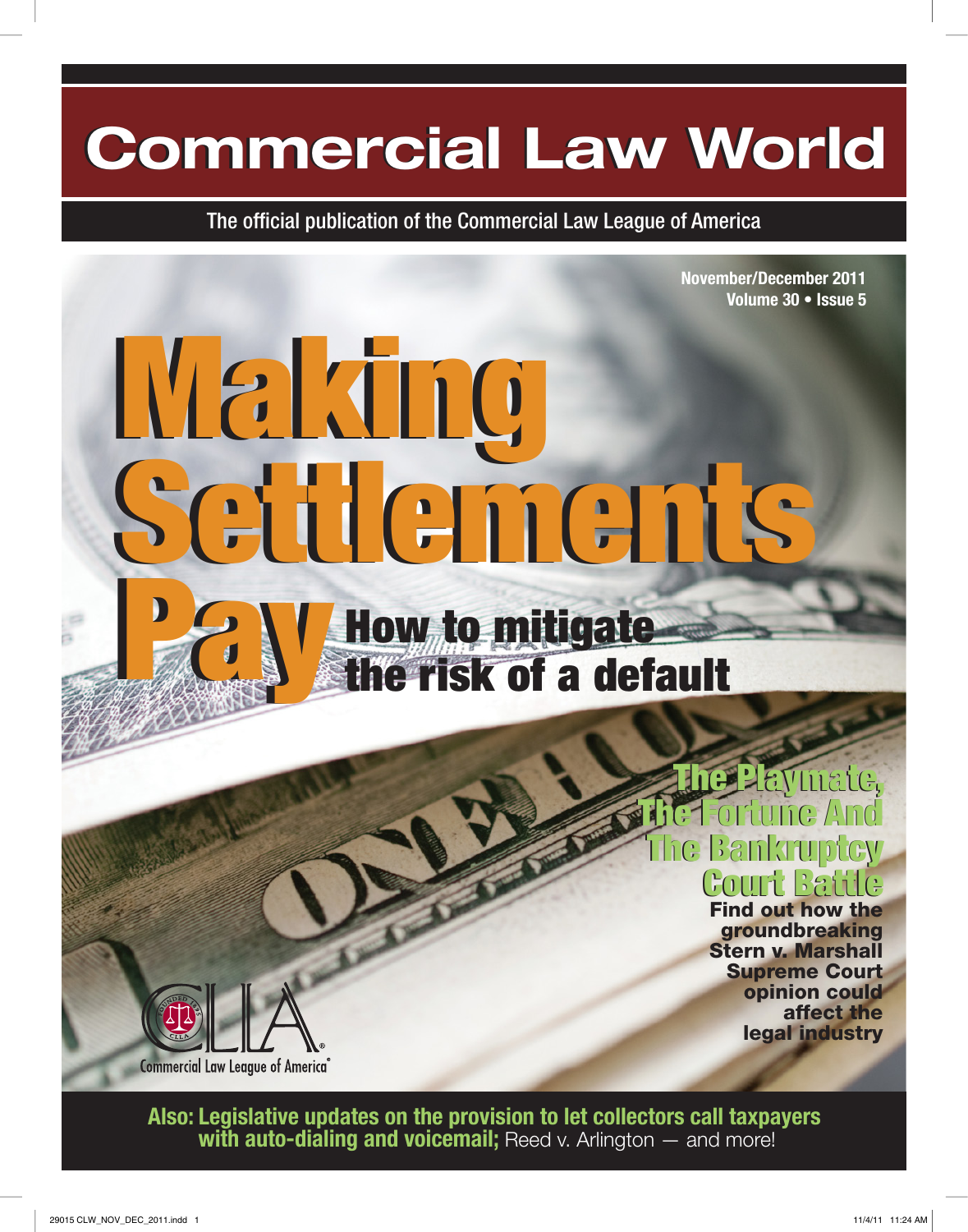# Commercial Law World

The official publication of the Commercial Law League of America

November/December 2011
Volume 30 • Issue 5

## Making Settlements Pay

### How to mitigate the risk of a default

## The Playmate, The Fortune And The Bankruptcy Court Battle

**Find out how the groundbreaking Stern v. Marshall Supreme Court opinion could affect the legal industry**

Commercial Law League of America®

**Also: Legislative updates on the provision to let collectors call taxpayers with auto-dialing and voicemail;** Reed v. Arlington — and more!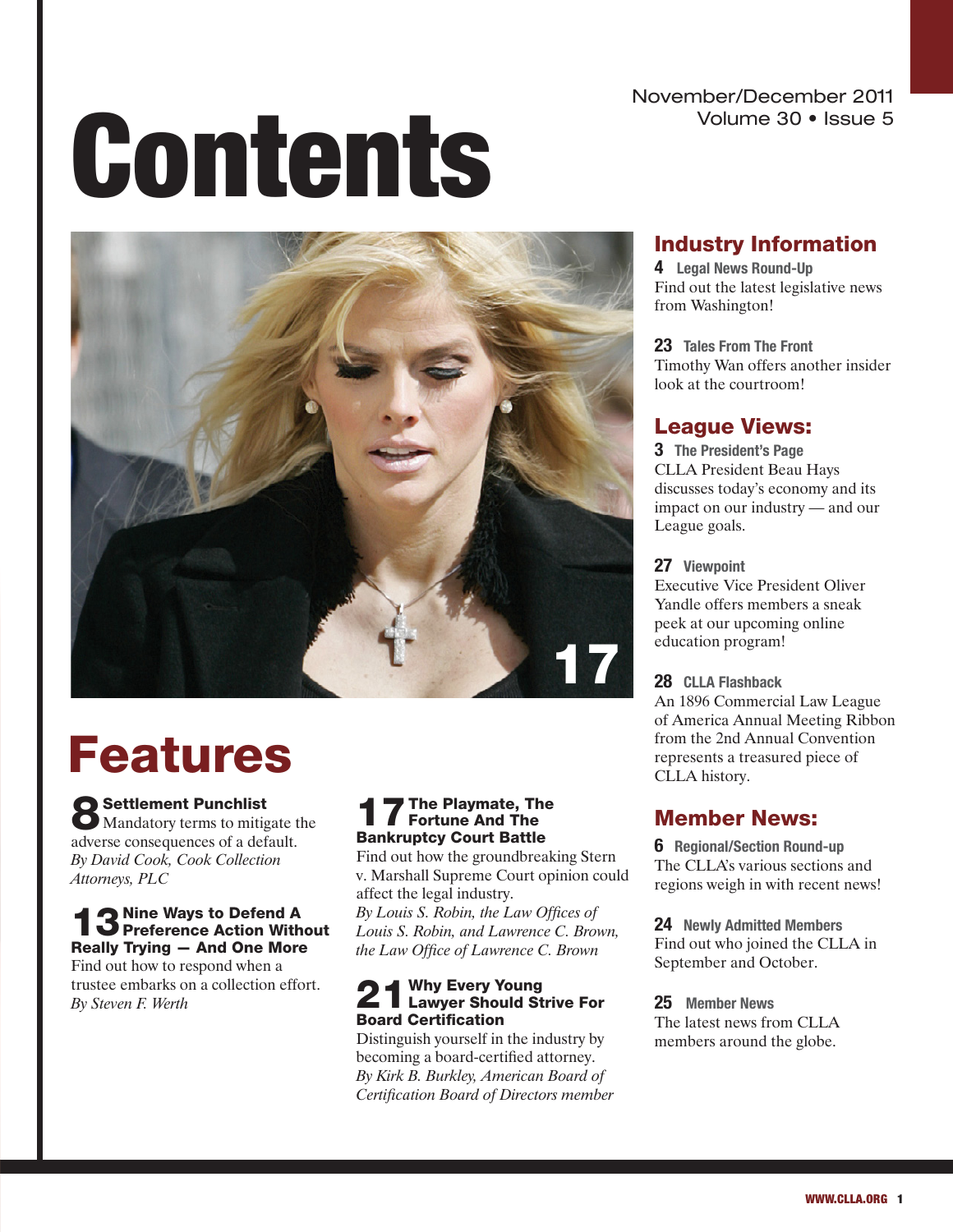# Contents

November/December 2011
Volume 30 • Issue 5

17

## Features

**8 Settlement Punchlist**
Mandatory terms to mitigate the adverse consequences of a default.
*By David Cook, Cook Collection Attorneys, PLC*

**13 Nine Ways to Defend A Preference Action Without Really Trying — And One More**
Find out how to respond when a trustee embarks on a collection effort.
*By Steven F. Werth*

**17 The Playmate, The Fortune And The Bankruptcy Court Battle**
Find out how the groundbreaking Stern v. Marshall Supreme Court opinion could affect the legal industry.
*By Louis S. Robin, the Law Offices of Louis S. Robin, and Lawrence C. Brown, the Law Office of Lawrence C. Brown*

**21 Why Every Young Lawyer Should Strive For Board Certification**
Distinguish yourself in the industry by becoming a board-certified attorney.
*By Kirk B. Burkley, American Board of Certification Board of Directors member*

## Industry Information

**4 Legal News Round-Up**
Find out the latest legislative news from Washington!

**23 Tales From The Front**
Timothy Wan offers another insider look at the courtroom!

## League Views:

**3 The President's Page**
CLLA President Beau Hays discusses today's economy and its impact on our industry — and our League goals.

**27 Viewpoint**
Executive Vice President Oliver Yandle offers members a sneak peek at our upcoming online education program!

**28 CLLA Flashback**
An 1896 Commercial Law League of America Annual Meeting Ribbon from the 2nd Annual Convention represents a treasured piece of CLLA history.

## Member News:

**6 Regional/Section Round-up**
The CLLA's various sections and regions weigh in with recent news!

**24 Newly Admitted Members**
Find out who joined the CLLA in September and October.

**25 Member News**
The latest news from CLLA members around the globe.